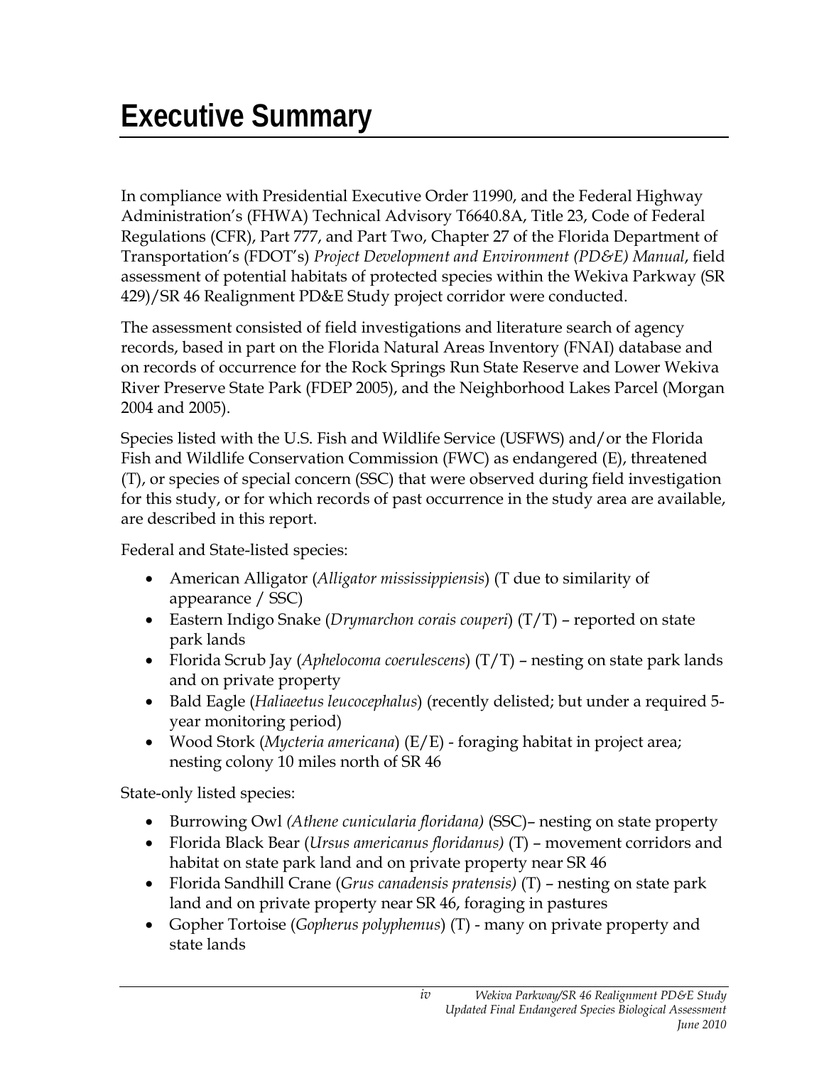# Executive Summary

In compliance with Presidential Executive Order 11990, and the Federal Highway Administration's (FHWA) Technical Advisory T6640.8A, Title 23, Code of Federal Regulations (CFR), Part 777, and Part Two, Chapter 27 of the Florida Department of Transportation's (FDOT's) *Project Development and Environment (PD&E) Manual*, field assessment of potential habitats of protected species within the Wekiva Parkway (SR 429)/SR 46 Realignment PD&E Study project corridor were conducted.

The assessment consisted of field investigations and literature search of agency records, based in part on the Florida Natural Areas Inventory (FNAI) database and on records of occurrence for the Rock Springs Run State Reserve and Lower Wekiva River Preserve State Park (FDEP 2005), and the Neighborhood Lakes Parcel (Morgan 2004 and 2005).

Species listed with the U.S. Fish and Wildlife Service (USFWS) and/or the Florida Fish and Wildlife Conservation Commission (FWC) as endangered (E), threatened (T), or species of special concern (SSC) that were observed during field investigation for this study, or for which records of past occurrence in the study area are available, are described in this report.

Federal and State-listed species:

- American Alligator (*Alligator mississippiensis*) (T due to similarity of appearance / SSC)
- Eastern Indigo Snake (*Drymarchon corais couperi*) (T/T) – reported on state park lands
- Florida Scrub Jay (*Aphelocoma coerulescens*) (T/T) – nesting on state park lands and on private property
- Bald Eagle (*Haliaeetus leucocephalus*) (recently delisted; but under a required 5-year monitoring period)
- Wood Stork (*Mycteria americana*) (E/E) - foraging habitat in project area; nesting colony 10 miles north of SR 46

State-only listed species:

- Burrowing Owl *(Athene cunicularia floridana)* (SSC)– nesting on state property
- Florida Black Bear (*Ursus americanus floridanus)* (T) – movement corridors and habitat on state park land and on private property near SR 46
- Florida Sandhill Crane (*Grus canadensis pratensis)* (T) – nesting on state park land and on private property near SR 46, foraging in pastures
- Gopher Tortoise (*Gopherus polyphemus*) (T) - many on private property and state lands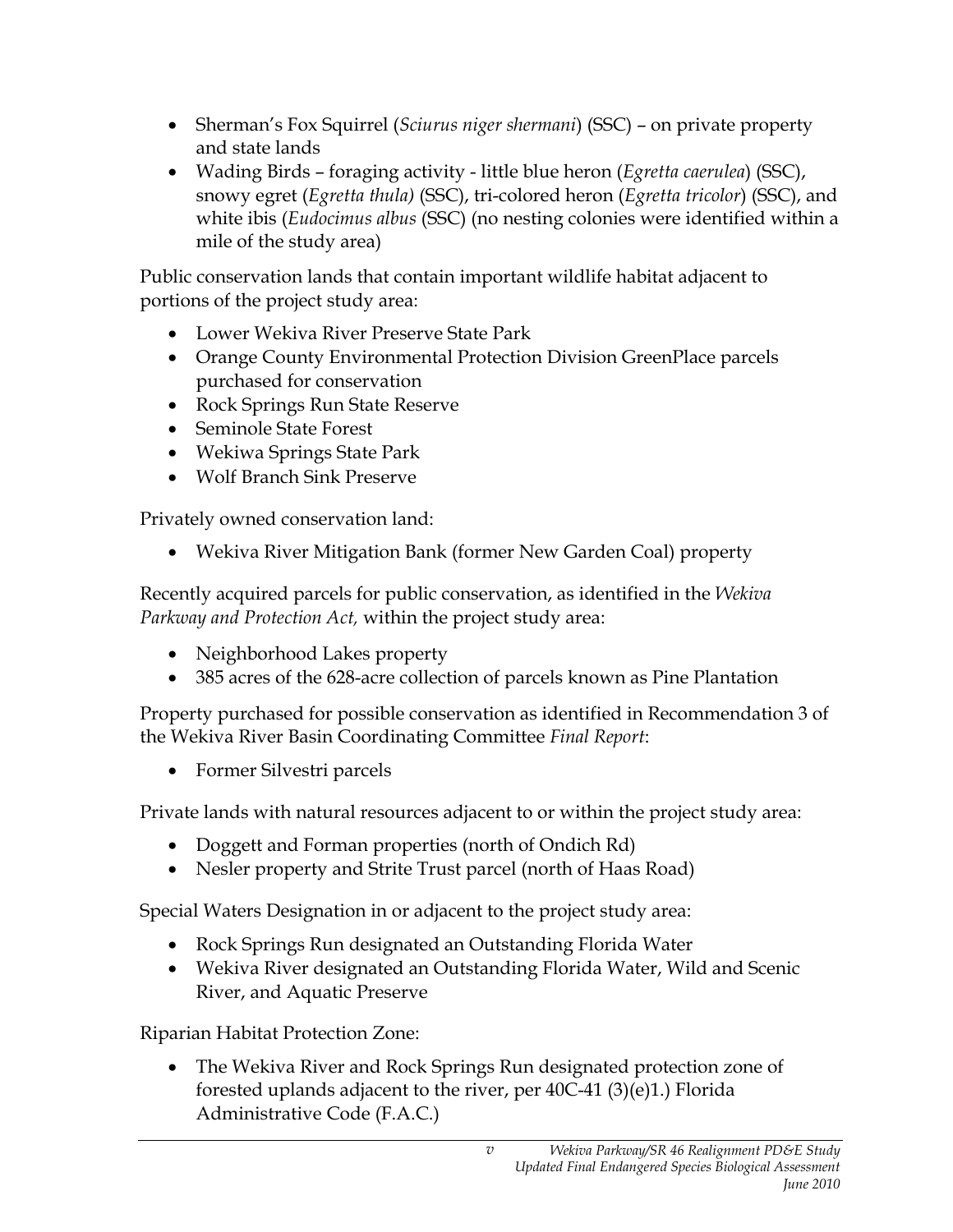- Sherman's Fox Squirrel (*Sciurus niger shermani*) (SSC) – on private property and state lands
- Wading Birds – foraging activity - little blue heron (*Egretta caerulea*) (SSC), snowy egret (*Egretta thula)* (SSC), tri-colored heron (*Egretta tricolor*) (SSC), and white ibis (*Eudocimus albus* (SSC) (no nesting colonies were identified within a mile of the study area)

Public conservation lands that contain important wildlife habitat adjacent to portions of the project study area:

- Lower Wekiva River Preserve State Park
- Orange County Environmental Protection Division GreenPlace parcels purchased for conservation
- Rock Springs Run State Reserve
- Seminole State Forest
- Wekiwa Springs State Park
- Wolf Branch Sink Preserve

Privately owned conservation land:

- Wekiva River Mitigation Bank (former New Garden Coal) property

Recently acquired parcels for public conservation, as identified in the *Wekiva Parkway and Protection Act,* within the project study area:

- Neighborhood Lakes property
- 385 acres of the 628-acre collection of parcels known as Pine Plantation

Property purchased for possible conservation as identified in Recommendation 3 of the Wekiva River Basin Coordinating Committee *Final Report*:

- Former Silvestri parcels

Private lands with natural resources adjacent to or within the project study area:

- Doggett and Forman properties (north of Ondich Rd)
- Nesler property and Strite Trust parcel (north of Haas Road)

Special Waters Designation in or adjacent to the project study area:

- Rock Springs Run designated an Outstanding Florida Water
- Wekiva River designated an Outstanding Florida Water, Wild and Scenic River, and Aquatic Preserve

Riparian Habitat Protection Zone:

- The Wekiva River and Rock Springs Run designated protection zone of forested uplands adjacent to the river, per 40C-41 (3)(e)1.) Florida Administrative Code (F.A.C.)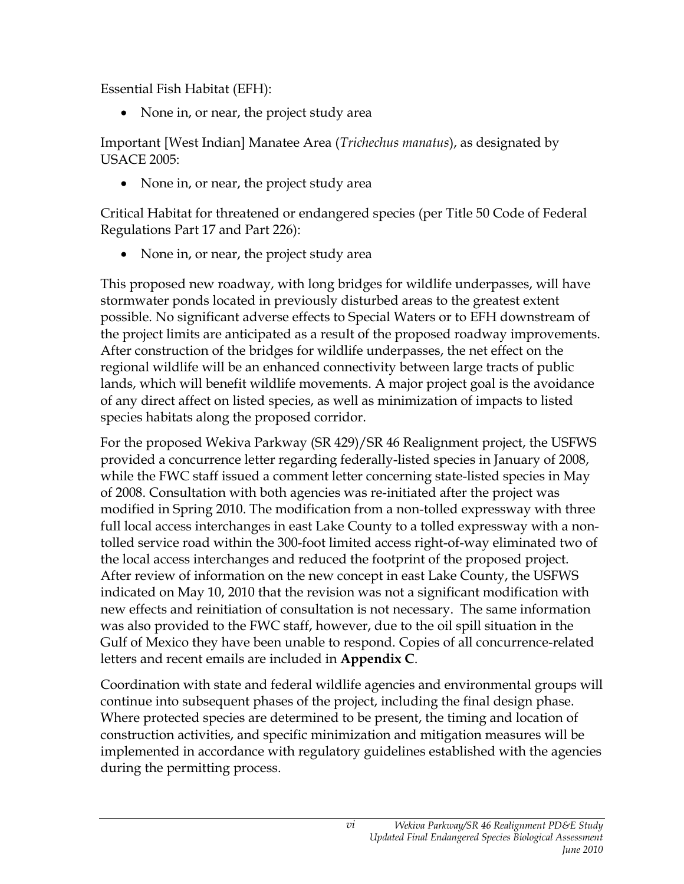Essential Fish Habitat (EFH):

- None in, or near, the project study area

Important [West Indian] Manatee Area (*Trichechus manatus*), as designated by USACE 2005:

- None in, or near, the project study area

Critical Habitat for threatened or endangered species (per Title 50 Code of Federal Regulations Part 17 and Part 226):

- None in, or near, the project study area

This proposed new roadway, with long bridges for wildlife underpasses, will have stormwater ponds located in previously disturbed areas to the greatest extent possible. No significant adverse effects to Special Waters or to EFH downstream of the project limits are anticipated as a result of the proposed roadway improvements. After construction of the bridges for wildlife underpasses, the net effect on the regional wildlife will be an enhanced connectivity between large tracts of public lands, which will benefit wildlife movements. A major project goal is the avoidance of any direct affect on listed species, as well as minimization of impacts to listed species habitats along the proposed corridor.

For the proposed Wekiva Parkway (SR 429)/SR 46 Realignment project, the USFWS provided a concurrence letter regarding federally-listed species in January of 2008, while the FWC staff issued a comment letter concerning state-listed species in May of 2008. Consultation with both agencies was re-initiated after the project was modified in Spring 2010. The modification from a non-tolled expressway with three full local access interchanges in east Lake County to a tolled expressway with a non-tolled service road within the 300-foot limited access right-of-way eliminated two of the local access interchanges and reduced the footprint of the proposed project. After review of information on the new concept in east Lake County, the USFWS indicated on May 10, 2010 that the revision was not a significant modification with new effects and reinitiation of consultation is not necessary. The same information was also provided to the FWC staff, however, due to the oil spill situation in the Gulf of Mexico they have been unable to respond. Copies of all concurrence-related letters and recent emails are included in **Appendix C**.

Coordination with state and federal wildlife agencies and environmental groups will continue into subsequent phases of the project, including the final design phase. Where protected species are determined to be present, the timing and location of construction activities, and specific minimization and mitigation measures will be implemented in accordance with regulatory guidelines established with the agencies during the permitting process.